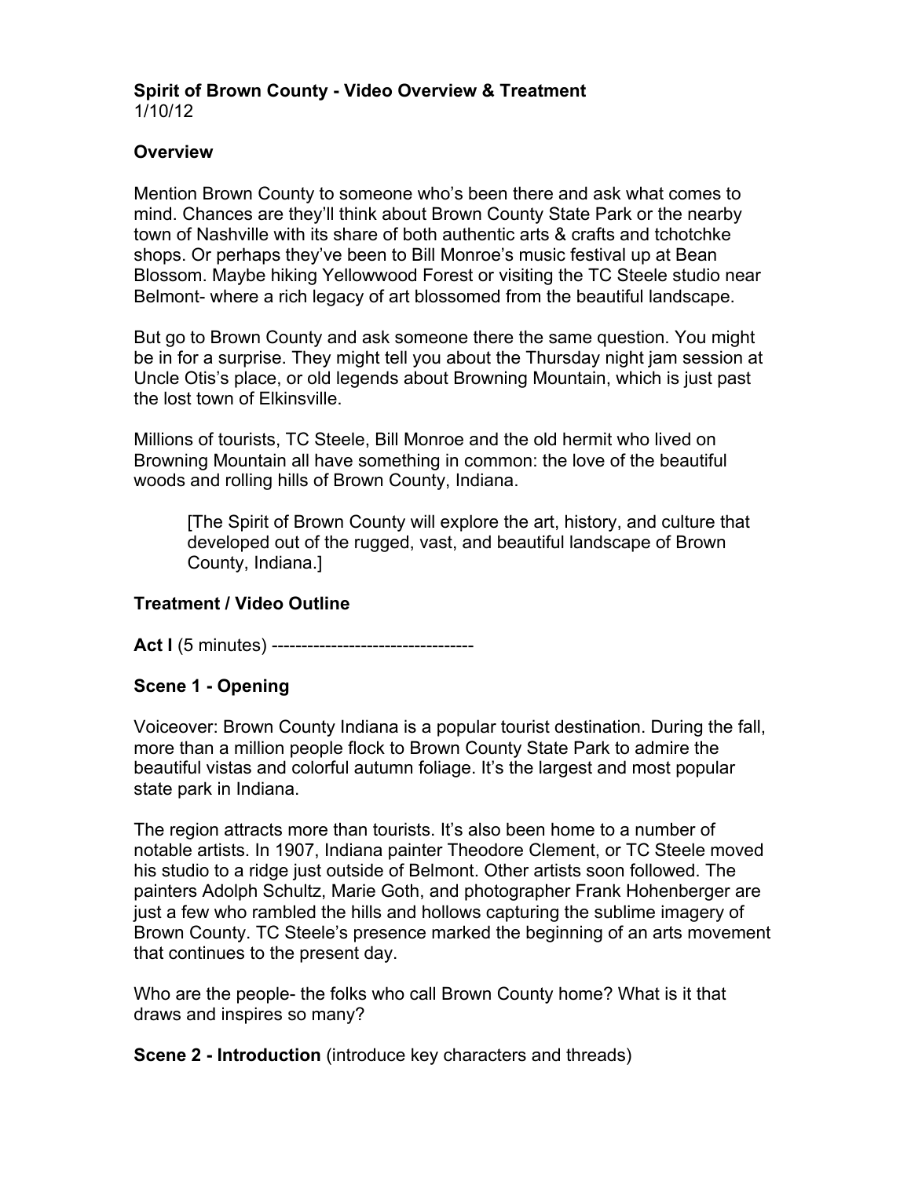**Spirit of Brown County - Video Overview & Treatment**
1/10/12

**Overview**

Mention Brown County to someone who's been there and ask what comes to mind. Chances are they'll think about Brown County State Park or the nearby town of Nashville with its share of both authentic arts & crafts and tchotchke shops. Or perhaps they've been to Bill Monroe's music festival up at Bean Blossom. Maybe hiking Yellowwood Forest or visiting the TC Steele studio near Belmont- where a rich legacy of art blossomed from the beautiful landscape.

But go to Brown County and ask someone there the same question. You might be in for a surprise. They might tell you about the Thursday night jam session at Uncle Otis's place, or old legends about Browning Mountain, which is just past the lost town of Elkinsville.

Millions of tourists, TC Steele, Bill Monroe and the old hermit who lived on Browning Mountain all have something in common: the love of the beautiful woods and rolling hills of Brown County, Indiana.

> [The Spirit of Brown County will explore the art, history, and culture that developed out of the rugged, vast, and beautiful landscape of Brown County, Indiana.]

**Treatment / Video Outline**

**Act I** (5 minutes) ----------------------------------

**Scene 1 - Opening**

Voiceover: Brown County Indiana is a popular tourist destination. During the fall, more than a million people flock to Brown County State Park to admire the beautiful vistas and colorful autumn foliage. It's the largest and most popular state park in Indiana.

The region attracts more than tourists. It's also been home to a number of notable artists. In 1907, Indiana painter Theodore Clement, or TC Steele moved his studio to a ridge just outside of Belmont. Other artists soon followed. The painters Adolph Schultz, Marie Goth, and photographer Frank Hohenberger are just a few who rambled the hills and hollows capturing the sublime imagery of Brown County. TC Steele's presence marked the beginning of an arts movement that continues to the present day.

Who are the people- the folks who call Brown County home? What is it that draws and inspires so many?

**Scene 2 - Introduction** (introduce key characters and threads)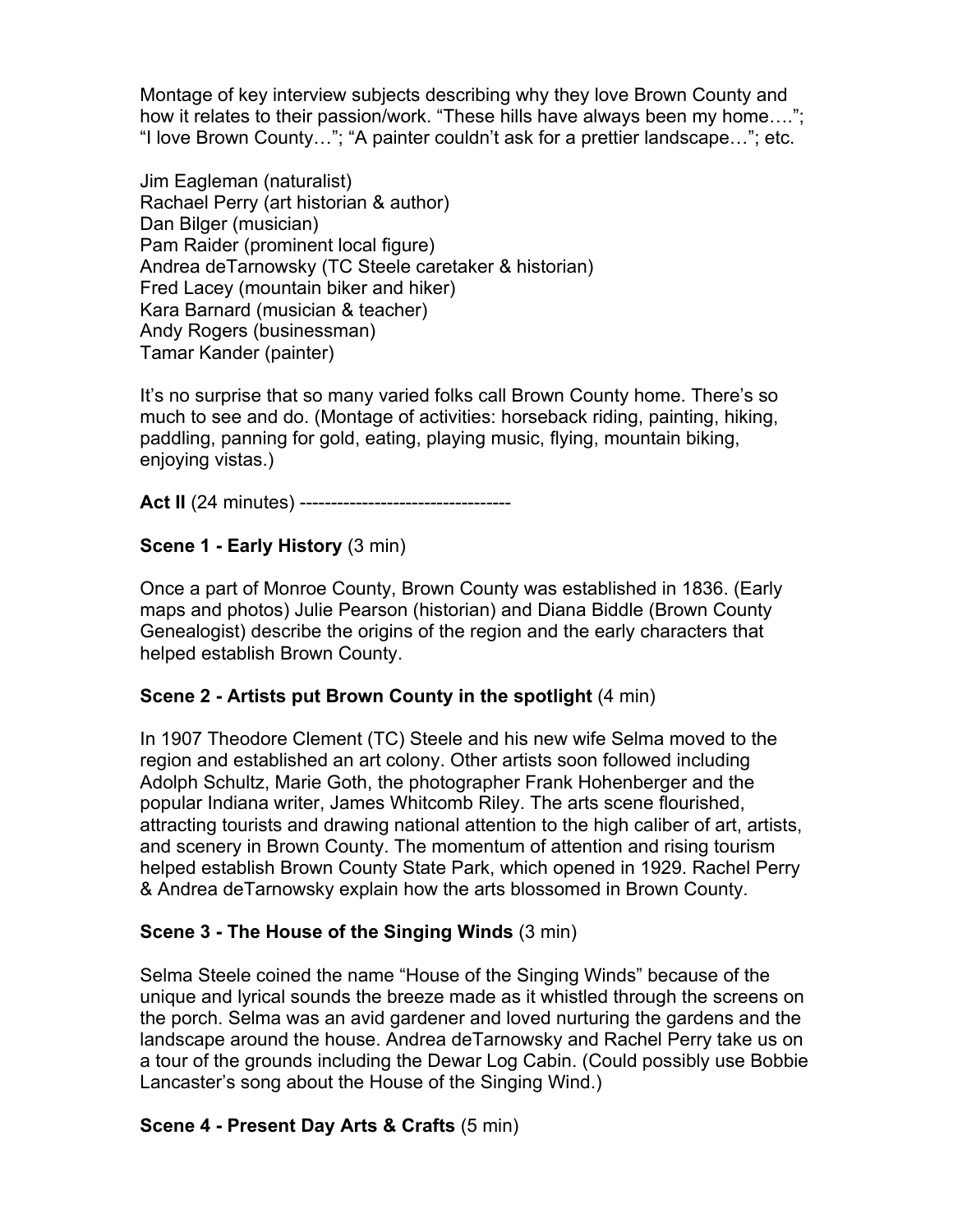Montage of key interview subjects describing why they love Brown County and how it relates to their passion/work. “These hills have always been my home….”; “I love Brown County…”; “A painter couldn’t ask for a prettier landscape…”; etc.

Jim Eagleman (naturalist)
Rachael Perry (art historian & author)
Dan Bilger (musician)
Pam Raider (prominent local figure)
Andrea deTarnowsky (TC Steele caretaker & historian)
Fred Lacey (mountain biker and hiker)
Kara Barnard (musician & teacher)
Andy Rogers (businessman)
Tamar Kander (painter)

It’s no surprise that so many varied folks call Brown County home. There’s so much to see and do. (Montage of activities: horseback riding, painting, hiking, paddling, panning for gold, eating, playing music, flying, mountain biking, enjoying vistas.)

**Act II** (24 minutes) ----------------------------------

**Scene 1 - Early History** (3 min)

Once a part of Monroe County, Brown County was established in 1836. (Early maps and photos) Julie Pearson (historian) and Diana Biddle (Brown County Genealogist) describe the origins of the region and the early characters that helped establish Brown County.

**Scene 2 - Artists put Brown County in the spotlight** (4 min)

In 1907 Theodore Clement (TC) Steele and his new wife Selma moved to the region and established an art colony. Other artists soon followed including Adolph Schultz, Marie Goth, the photographer Frank Hohenberger and the popular Indiana writer, James Whitcomb Riley. The arts scene flourished, attracting tourists and drawing national attention to the high caliber of art, artists, and scenery in Brown County. The momentum of attention and rising tourism helped establish Brown County State Park, which opened in 1929. Rachel Perry & Andrea deTarnowsky explain how the arts blossomed in Brown County.

**Scene 3 - The House of the Singing Winds** (3 min)

Selma Steele coined the name “House of the Singing Winds” because of the unique and lyrical sounds the breeze made as it whistled through the screens on the porch. Selma was an avid gardener and loved nurturing the gardens and the landscape around the house. Andrea deTarnowsky and Rachel Perry take us on a tour of the grounds including the Dewar Log Cabin. (Could possibly use Bobbie Lancaster’s song about the House of the Singing Wind.)

**Scene 4 - Present Day Arts & Crafts** (5 min)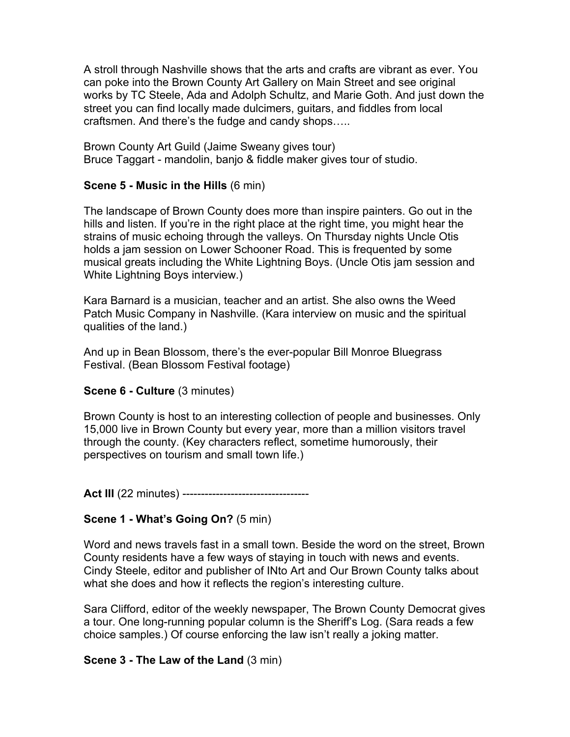A stroll through Nashville shows that the arts and crafts are vibrant as ever. You can poke into the Brown County Art Gallery on Main Street and see original works by TC Steele, Ada and Adolph Schultz, and Marie Goth. And just down the street you can find locally made dulcimers, guitars, and fiddles from local craftsmen. And there's the fudge and candy shops…..

Brown County Art Guild (Jaime Sweany gives tour)
Bruce Taggart - mandolin, banjo & fiddle maker gives tour of studio.

**Scene 5 - Music in the Hills** (6 min)

The landscape of Brown County does more than inspire painters. Go out in the hills and listen. If you're in the right place at the right time, you might hear the strains of music echoing through the valleys. On Thursday nights Uncle Otis holds a jam session on Lower Schooner Road. This is frequented by some musical greats including the White Lightning Boys. (Uncle Otis jam session and White Lightning Boys interview.)

Kara Barnard is a musician, teacher and an artist. She also owns the Weed Patch Music Company in Nashville. (Kara interview on music and the spiritual qualities of the land.)

And up in Bean Blossom, there's the ever-popular Bill Monroe Bluegrass Festival. (Bean Blossom Festival footage)

**Scene 6 - Culture** (3 minutes)

Brown County is host to an interesting collection of people and businesses. Only 15,000 live in Brown County but every year, more than a million visitors travel through the county. (Key characters reflect, sometime humorously, their perspectives on tourism and small town life.)

**Act III** (22 minutes) ----------------------------------

**Scene 1 - What's Going On?** (5 min)

Word and news travels fast in a small town. Beside the word on the street, Brown County residents have a few ways of staying in touch with news and events. Cindy Steele, editor and publisher of INto Art and Our Brown County talks about what she does and how it reflects the region's interesting culture.

Sara Clifford, editor of the weekly newspaper, The Brown County Democrat gives a tour. One long-running popular column is the Sheriff's Log. (Sara reads a few choice samples.) Of course enforcing the law isn't really a joking matter.

**Scene 3 - The Law of the Land** (3 min)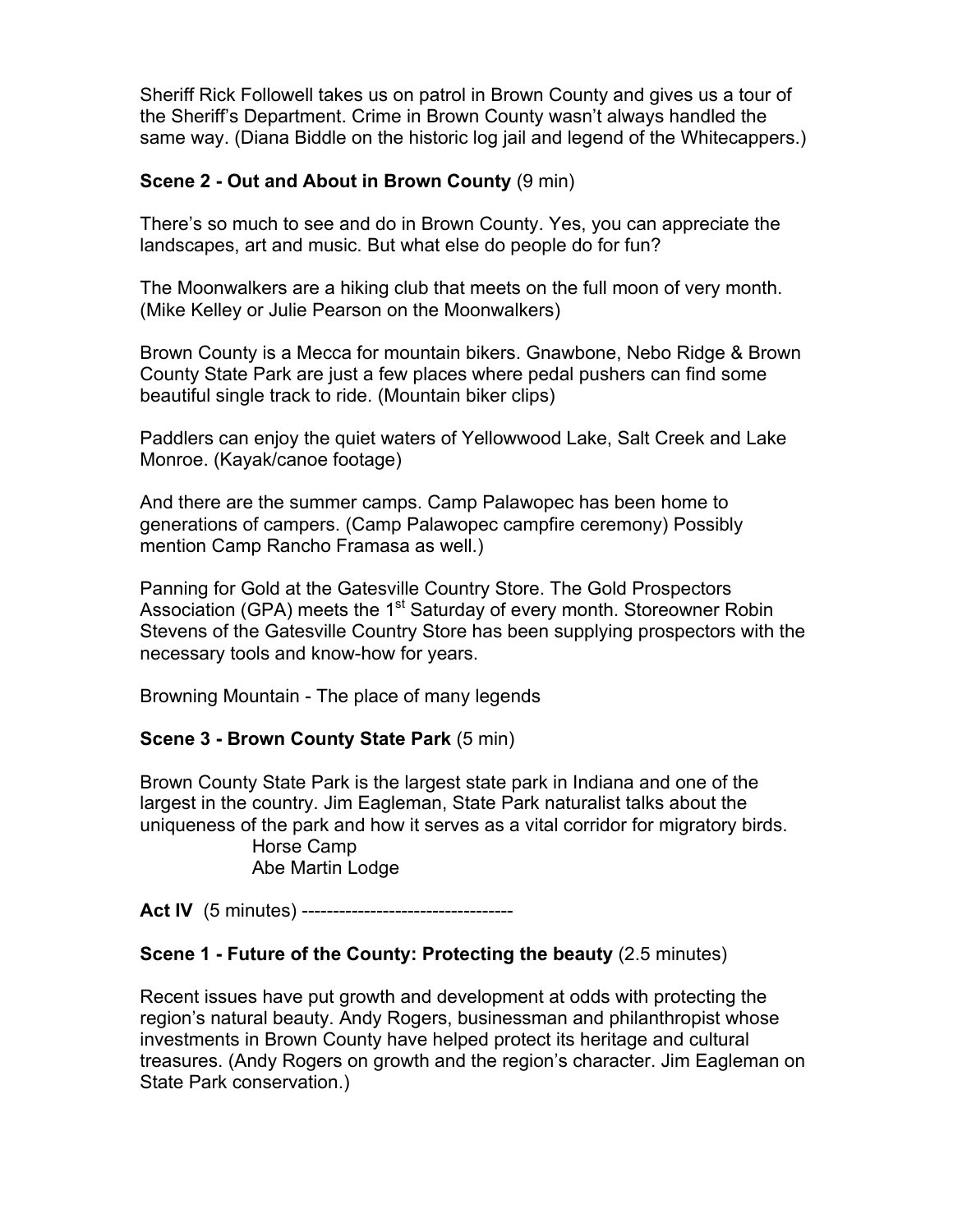Sheriff Rick Followell takes us on patrol in Brown County and gives us a tour of the Sheriff's Department. Crime in Brown County wasn't always handled the same way. (Diana Biddle on the historic log jail and legend of the Whitecappers.)

**Scene 2 - Out and About in Brown County** (9 min)

There's so much to see and do in Brown County. Yes, you can appreciate the landscapes, art and music. But what else do people do for fun?

The Moonwalkers are a hiking club that meets on the full moon of very month. (Mike Kelley or Julie Pearson on the Moonwalkers)

Brown County is a Mecca for mountain bikers. Gnawbone, Nebo Ridge & Brown County State Park are just a few places where pedal pushers can find some beautiful single track to ride. (Mountain biker clips)

Paddlers can enjoy the quiet waters of Yellowwood Lake, Salt Creek and Lake Monroe. (Kayak/canoe footage)

And there are the summer camps. Camp Palawopec has been home to generations of campers. (Camp Palawopec campfire ceremony) Possibly mention Camp Rancho Framasa as well.)

Panning for Gold at the Gatesville Country Store. The Gold Prospectors Association (GPA) meets the 1st Saturday of every month. Storeowner Robin Stevens of the Gatesville Country Store has been supplying prospectors with the necessary tools and know-how for years.

Browning Mountain - The place of many legends

**Scene 3 - Brown County State Park** (5 min)

Brown County State Park is the largest state park in Indiana and one of the largest in the country. Jim Eagleman, State Park naturalist talks about the uniqueness of the park and how it serves as a vital corridor for migratory birds.

Horse Camp
Abe Martin Lodge

**Act IV** (5 minutes) ----------------------------------

**Scene 1 - Future of the County: Protecting the beauty** (2.5 minutes)

Recent issues have put growth and development at odds with protecting the region's natural beauty. Andy Rogers, businessman and philanthropist whose investments in Brown County have helped protect its heritage and cultural treasures. (Andy Rogers on growth and the region's character. Jim Eagleman on State Park conservation.)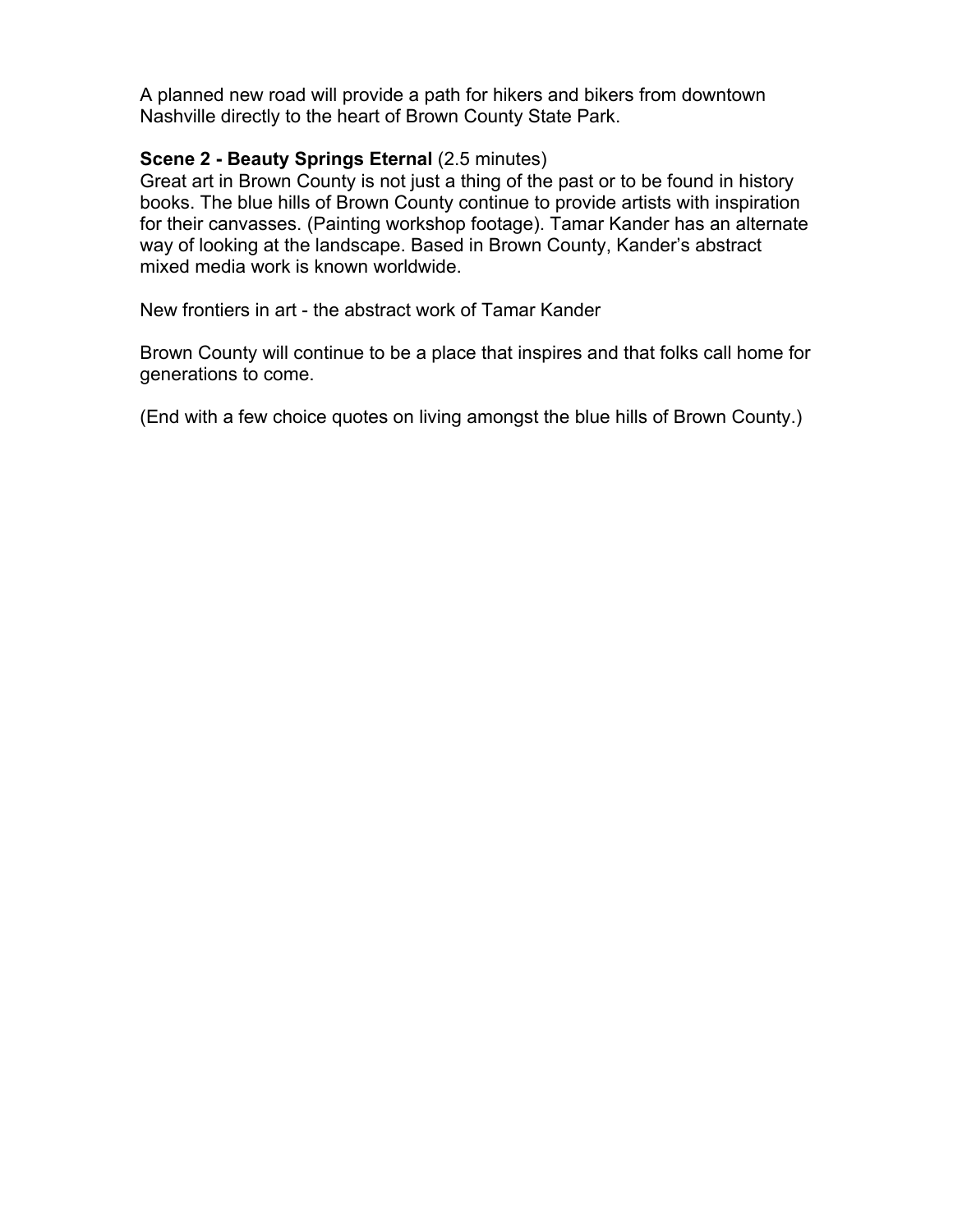A planned new road will provide a path for hikers and bikers from downtown Nashville directly to the heart of Brown County State Park.

**Scene 2 - Beauty Springs Eternal** (2.5 minutes)
Great art in Brown County is not just a thing of the past or to be found in history books. The blue hills of Brown County continue to provide artists with inspiration for their canvasses. (Painting workshop footage). Tamar Kander has an alternate way of looking at the landscape. Based in Brown County, Kander's abstract mixed media work is known worldwide.

New frontiers in art - the abstract work of Tamar Kander

Brown County will continue to be a place that inspires and that folks call home for generations to come.

(End with a few choice quotes on living amongst the blue hills of Brown County.)